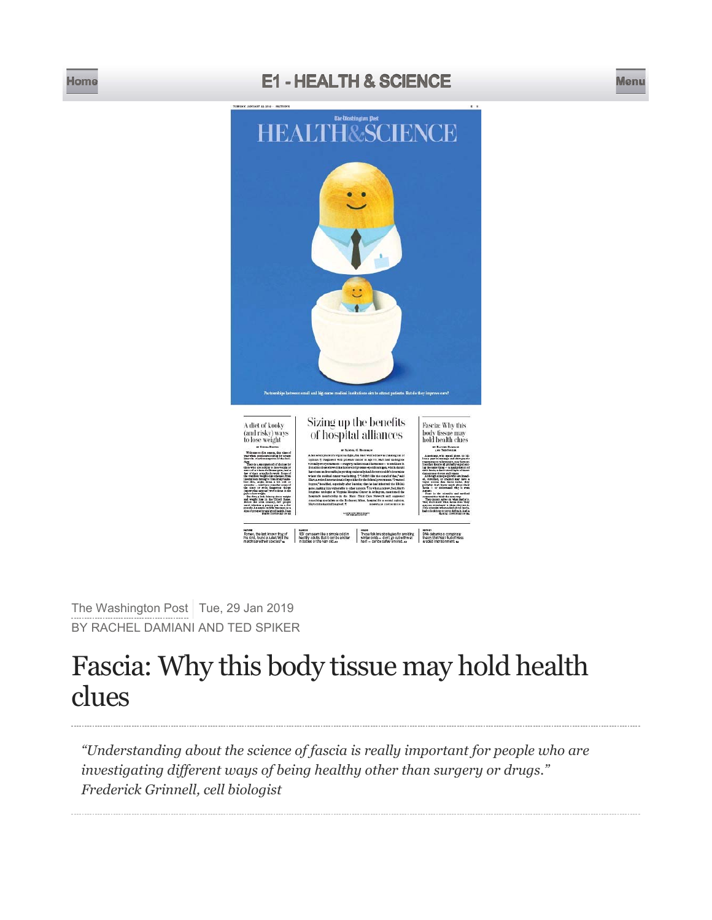# E1 - HEALTH & SCIENCE

The Washington Post | Tue, 29 Jan 2019

BY RACHEL DAMIANI AND TED SPIKER

# Fascia: Why this body tissue may hold health clues

*"Understanding about the science of fascia is really important for people who are investigating different ways of being healthy other than surgery or drugs." Frederick Grinnell, cell biologist*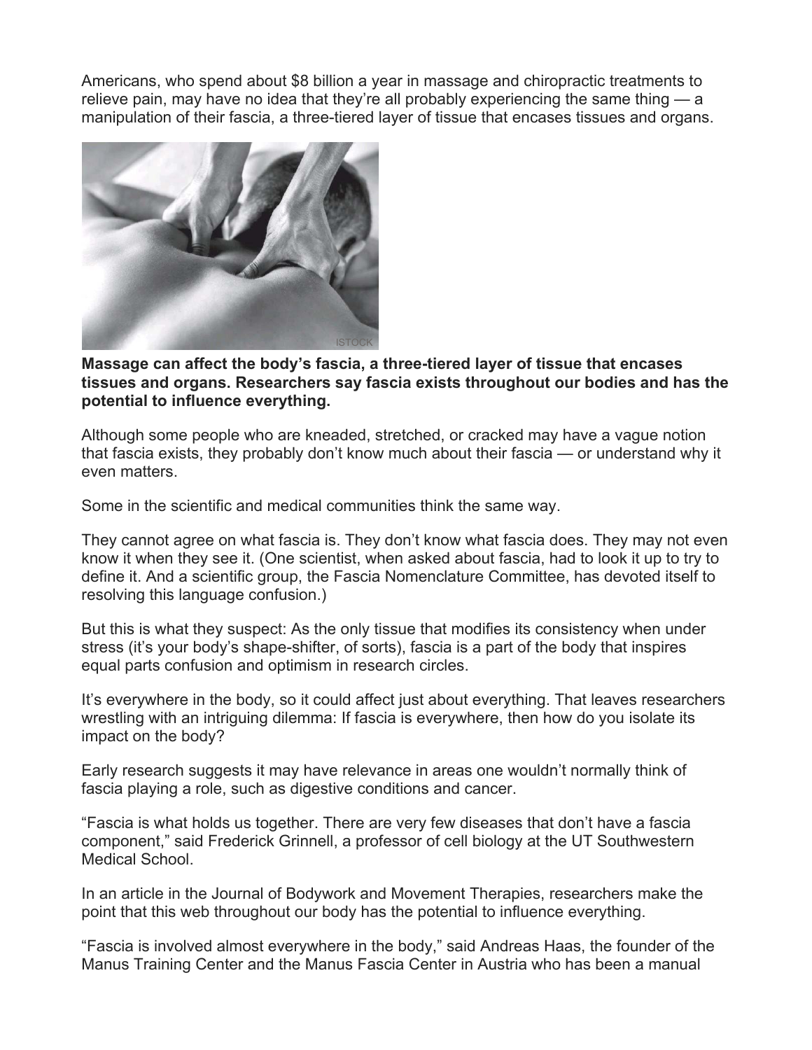Americans, who spend about $8 billion a year in massage and chiropractic treatments to relieve pain, may have no idea that they're all probably experiencing the same thing — a manipulation of their fascia, a three-tiered layer of tissue that encases tissues and organs.

**Massage can affect the body's fascia, a three-tiered layer of tissue that encases tissues and organs. Researchers say fascia exists throughout our bodies and has the potential to influence everything.**

Although some people who are kneaded, stretched, or cracked may have a vague notion that fascia exists, they probably don't know much about their fascia — or understand why it even matters.

Some in the scientific and medical communities think the same way.

They cannot agree on what fascia is. They don't know what fascia does. They may not even know it when they see it. (One scientist, when asked about fascia, had to look it up to try to define it. And a scientific group, the Fascia Nomenclature Committee, has devoted itself to resolving this language confusion.)

But this is what they suspect: As the only tissue that modifies its consistency when under stress (it's your body's shape-shifter, of sorts), fascia is a part of the body that inspires equal parts confusion and optimism in research circles.

It's everywhere in the body, so it could affect just about everything. That leaves researchers wrestling with an intriguing dilemma: If fascia is everywhere, then how do you isolate its impact on the body?

Early research suggests it may have relevance in areas one wouldn't normally think of fascia playing a role, such as digestive conditions and cancer.

"Fascia is what holds us together. There are very few diseases that don't have a fascia component," said Frederick Grinnell, a professor of cell biology at the UT Southwestern Medical School.

In an article in the Journal of Bodywork and Movement Therapies, researchers make the point that this web throughout our body has the potential to influence everything.

"Fascia is involved almost everywhere in the body," said Andreas Haas, the founder of the Manus Training Center and the Manus Fascia Center in Austria who has been a manual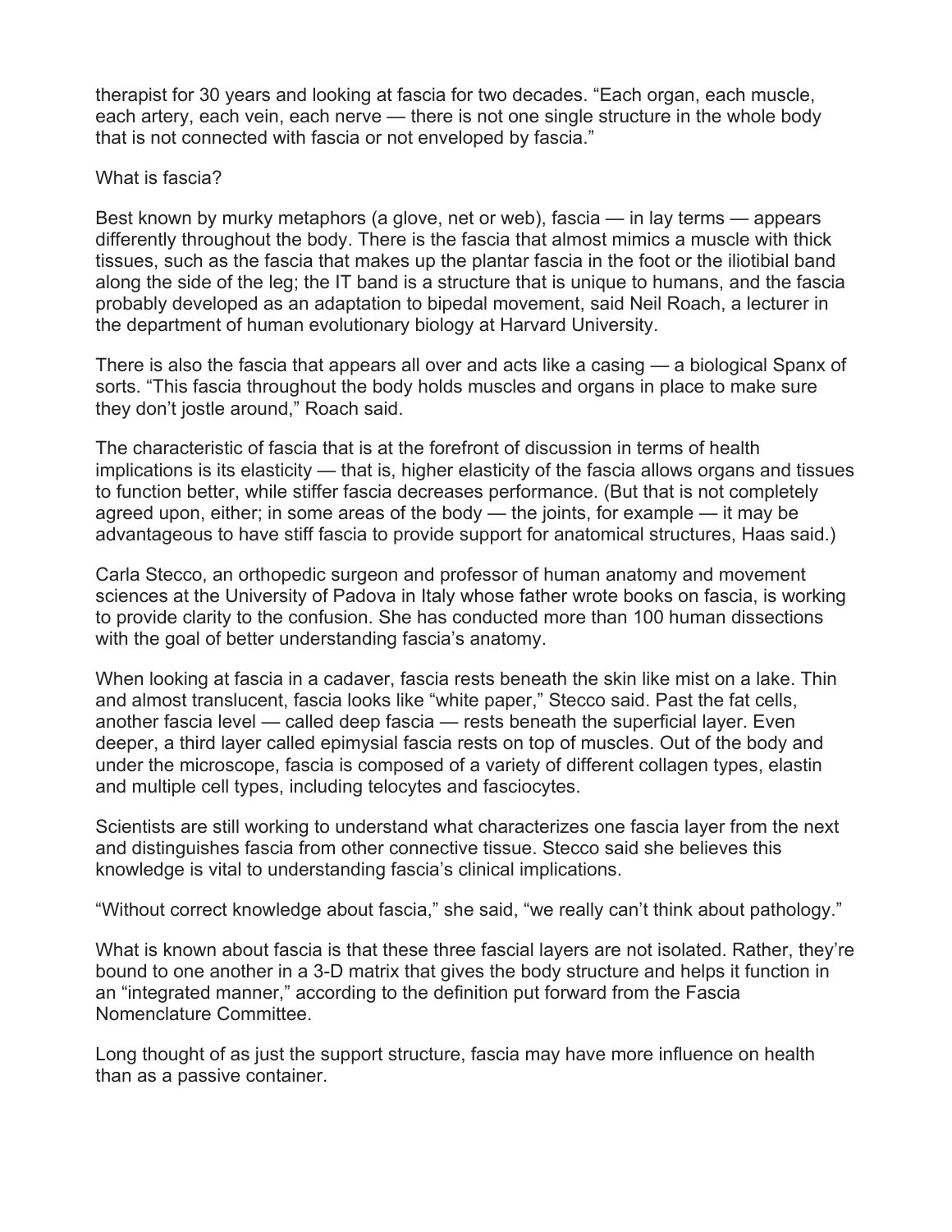therapist for 30 years and looking at fascia for two decades. "Each organ, each muscle, each artery, each vein, each nerve — there is not one single structure in the whole body that is not connected with fascia or not enveloped by fascia."

## What is fascia?

Best known by murky metaphors (a glove, net or web), fascia — in lay terms — appears differently throughout the body. There is the fascia that almost mimics a muscle with thick tissues, such as the fascia that makes up the plantar fascia in the foot or the iliotibial band along the side of the leg; the IT band is a structure that is unique to humans, and the fascia probably developed as an adaptation to bipedal movement, said Neil Roach, a lecturer in the department of human evolutionary biology at Harvard University.

There is also the fascia that appears all over and acts like a casing — a biological Spanx of sorts. "This fascia throughout the body holds muscles and organs in place to make sure they don't jostle around," Roach said.

The characteristic of fascia that is at the forefront of discussion in terms of health implications is its elasticity — that is, higher elasticity of the fascia allows organs and tissues to function better, while stiffer fascia decreases performance. (But that is not completely agreed upon, either; in some areas of the body — the joints, for example — it may be advantageous to have stiff fascia to provide support for anatomical structures, Haas said.)

Carla Stecco, an orthopedic surgeon and professor of human anatomy and movement sciences at the University of Padova in Italy whose father wrote books on fascia, is working to provide clarity to the confusion. She has conducted more than 100 human dissections with the goal of better understanding fascia's anatomy.

When looking at fascia in a cadaver, fascia rests beneath the skin like mist on a lake. Thin and almost translucent, fascia looks like "white paper," Stecco said. Past the fat cells, another fascia level — called deep fascia — rests beneath the superficial layer. Even deeper, a third layer called epimysial fascia rests on top of muscles. Out of the body and under the microscope, fascia is composed of a variety of different collagen types, elastin and multiple cell types, including telocytes and fasciocytes.

Scientists are still working to understand what characterizes one fascia layer from the next and distinguishes fascia from other connective tissue. Stecco said she believes this knowledge is vital to understanding fascia's clinical implications.

"Without correct knowledge about fascia," she said, "we really can't think about pathology."

What is known about fascia is that these three fascial layers are not isolated. Rather, they're bound to one another in a 3-D matrix that gives the body structure and helps it function in an "integrated manner," according to the definition put forward from the Fascia Nomenclature Committee.

Long thought of as just the support structure, fascia may have more influence on health than as a passive container.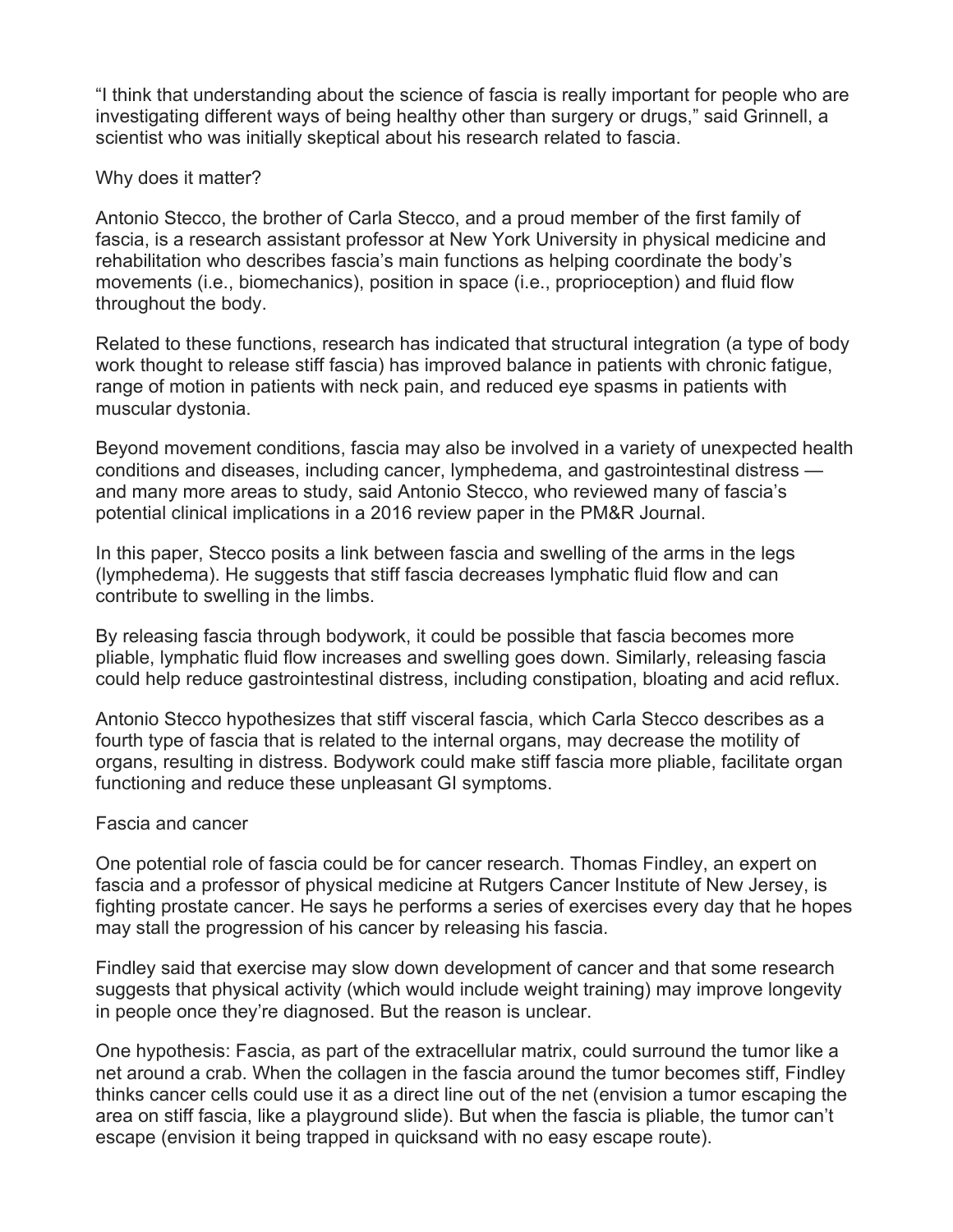"I think that understanding about the science of fascia is really important for people who are investigating different ways of being healthy other than surgery or drugs," said Grinnell, a scientist who was initially skeptical about his research related to fascia.

## Why does it matter?

Antonio Stecco, the brother of Carla Stecco, and a proud member of the first family of fascia, is a research assistant professor at New York University in physical medicine and rehabilitation who describes fascia's main functions as helping coordinate the body's movements (i.e., biomechanics), position in space (i.e., proprioception) and fluid flow throughout the body.

Related to these functions, research has indicated that structural integration (a type of body work thought to release stiff fascia) has improved balance in patients with chronic fatigue, range of motion in patients with neck pain, and reduced eye spasms in patients with muscular dystonia.

Beyond movement conditions, fascia may also be involved in a variety of unexpected health conditions and diseases, including cancer, lymphedema, and gastrointestinal distress — and many more areas to study, said Antonio Stecco, who reviewed many of fascia's potential clinical implications in a 2016 review paper in the PM&R Journal.

In this paper, Stecco posits a link between fascia and swelling of the arms in the legs (lymphedema). He suggests that stiff fascia decreases lymphatic fluid flow and can contribute to swelling in the limbs.

By releasing fascia through bodywork, it could be possible that fascia becomes more pliable, lymphatic fluid flow increases and swelling goes down. Similarly, releasing fascia could help reduce gastrointestinal distress, including constipation, bloating and acid reflux.

Antonio Stecco hypothesizes that stiff visceral fascia, which Carla Stecco describes as a fourth type of fascia that is related to the internal organs, may decrease the motility of organs, resulting in distress. Bodywork could make stiff fascia more pliable, facilitate organ functioning and reduce these unpleasant GI symptoms.

## Fascia and cancer

One potential role of fascia could be for cancer research. Thomas Findley, an expert on fascia and a professor of physical medicine at Rutgers Cancer Institute of New Jersey, is fighting prostate cancer. He says he performs a series of exercises every day that he hopes may stall the progression of his cancer by releasing his fascia.

Findley said that exercise may slow down development of cancer and that some research suggests that physical activity (which would include weight training) may improve longevity in people once they're diagnosed. But the reason is unclear.

One hypothesis: Fascia, as part of the extracellular matrix, could surround the tumor like a net around a crab. When the collagen in the fascia around the tumor becomes stiff, Findley thinks cancer cells could use it as a direct line out of the net (envision a tumor escaping the area on stiff fascia, like a playground slide). But when the fascia is pliable, the tumor can't escape (envision it being trapped in quicksand with no easy escape route).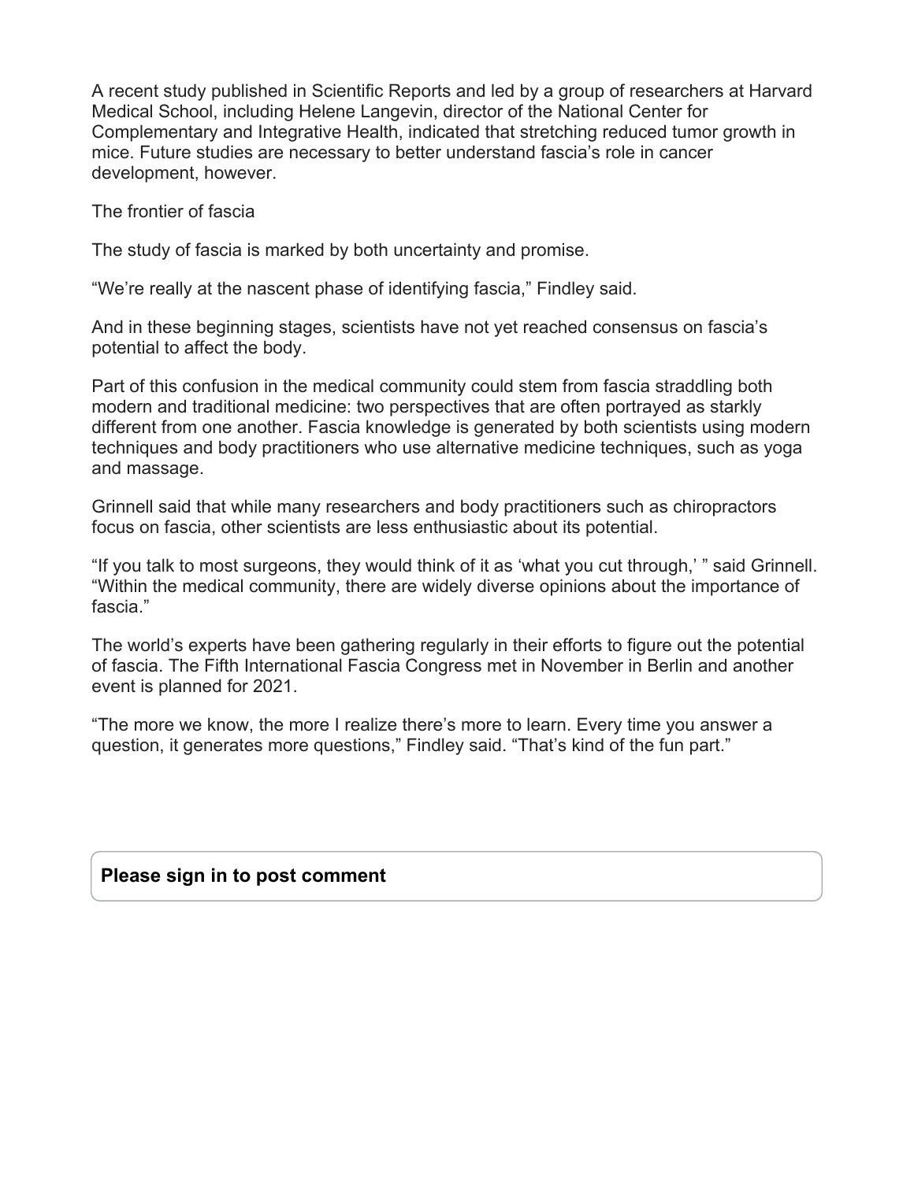A recent study published in Scientific Reports and led by a group of researchers at Harvard Medical School, including Helene Langevin, director of the National Center for Complementary and Integrative Health, indicated that stretching reduced tumor growth in mice. Future studies are necessary to better understand fascia's role in cancer development, however.

## The frontier of fascia

The study of fascia is marked by both uncertainty and promise.

"We're really at the nascent phase of identifying fascia," Findley said.

And in these beginning stages, scientists have not yet reached consensus on fascia's potential to affect the body.

Part of this confusion in the medical community could stem from fascia straddling both modern and traditional medicine: two perspectives that are often portrayed as starkly different from one another. Fascia knowledge is generated by both scientists using modern techniques and body practitioners who use alternative medicine techniques, such as yoga and massage.

Grinnell said that while many researchers and body practitioners such as chiropractors focus on fascia, other scientists are less enthusiastic about its potential.

"If you talk to most surgeons, they would think of it as 'what you cut through,' " said Grinnell. "Within the medical community, there are widely diverse opinions about the importance of fascia."

The world's experts have been gathering regularly in their efforts to figure out the potential of fascia. The Fifth International Fascia Congress met in November in Berlin and another event is planned for 2021.

"The more we know, the more I realize there's more to learn. Every time you answer a question, it generates more questions," Findley said. "That's kind of the fun part."

**Please sign in to post comment**